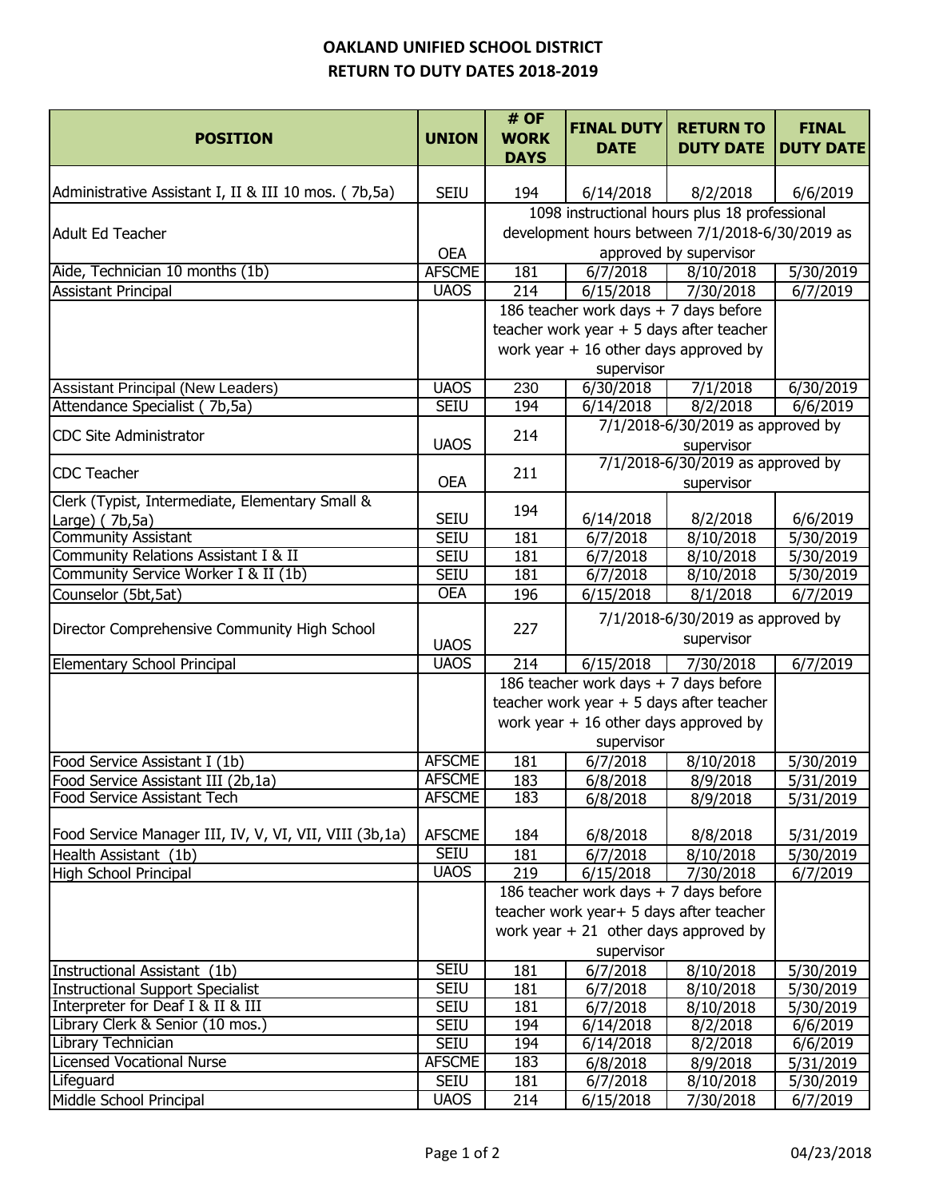**OAKLAND UNIFIED SCHOOL DISTRICT**
**RETURN TO DUTY DATES 2018-2019**

| POSITION | UNION | # OF WORK DAYS | FINAL DUTY DATE | RETURN TO DUTY DATE | FINAL DUTY DATE |
|---|---|---|---|---|---|
| Administrative Assistant I, II & III 10 mos. ( 7b,5a) | SEIU | 194 | 6/14/2018 | 8/2/2018 | 6/6/2019 |
| Adult Ed Teacher | OEA | 1098 instructional hours plus 18 professional development hours between 7/1/2018-6/30/2019 as approved by supervisor | | | |
| Aide, Technician 10 months (1b) | AFSCME | 181 | 6/7/2018 | 8/10/2018 | 5/30/2019 |
| Assistant Principal | UAOS | 214 | 6/15/2018 | 7/30/2018 | 6/7/2019 |
| | | 186 teacher work days + 7 days before teacher work year + 5 days after teacher work year + 16 other days approved by supervisor | | | |
| Assistant Principal (New Leaders) | UAOS | 230 | 6/30/2018 | 7/1/2018 | 6/30/2019 |
| Attendance Specialist ( 7b,5a) | SEIU | 194 | 6/14/2018 | 8/2/2018 | 6/6/2019 |
| CDC Site Administrator | UAOS | 214 | 7/1/2018-6/30/2019 as approved by supervisor | | |
| CDC Teacher | OEA | 211 | 7/1/2018-6/30/2019 as approved by supervisor | | |
| Clerk (Typist, Intermediate, Elementary Small & Large) ( 7b,5a) | SEIU | 194 | 6/14/2018 | 8/2/2018 | 6/6/2019 |
| Community Assistant | SEIU | 181 | 6/7/2018 | 8/10/2018 | 5/30/2019 |
| Community Relations Assistant I & II | SEIU | 181 | 6/7/2018 | 8/10/2018 | 5/30/2019 |
| Community Service Worker I & II (1b) | SEIU | 181 | 6/7/2018 | 8/10/2018 | 5/30/2019 |
| Counselor (5bt,5at) | OEA | 196 | 6/15/2018 | 8/1/2018 | 6/7/2019 |
| Director Comprehensive Community High School | UAOS | 227 | 7/1/2018-6/30/2019 as approved by supervisor | | |
| Elementary School Principal | UAOS | 214 | 6/15/2018 | 7/30/2018 | 6/7/2019 |
| | | 186 teacher work days + 7 days before teacher work year + 5 days after teacher work year + 16 other days approved by supervisor | | | |
| Food Service Assistant I (1b) | AFSCME | 181 | 6/7/2018 | 8/10/2018 | 5/30/2019 |
| Food Service Assistant III (2b,1a) | AFSCME | 183 | 6/8/2018 | 8/9/2018 | 5/31/2019 |
| Food Service Assistant Tech | AFSCME | 183 | 6/8/2018 | 8/9/2018 | 5/31/2019 |
| Food Service Manager III, IV, V, VI, VII, VIII (3b,1a) | AFSCME | 184 | 6/8/2018 | 8/8/2018 | 5/31/2019 |
| Health Assistant (1b) | SEIU | 181 | 6/7/2018 | 8/10/2018 | 5/30/2019 |
| High School Principal | UAOS | 219 | 6/15/2018 | 7/30/2018 | 6/7/2019 |
| | | 186 teacher work days + 7 days before teacher work year+ 5 days after teacher work year + 21 other days approved by supervisor | | | |
| Instructional Assistant (1b) | SEIU | 181 | 6/7/2018 | 8/10/2018 | 5/30/2019 |
| Instructional Support Specialist | SEIU | 181 | 6/7/2018 | 8/10/2018 | 5/30/2019 |
| Interpreter for Deaf I & II & III | SEIU | 181 | 6/7/2018 | 8/10/2018 | 5/30/2019 |
| Library Clerk & Senior (10 mos.) | SEIU | 194 | 6/14/2018 | 8/2/2018 | 6/6/2019 |
| Library Technician | SEIU | 194 | 6/14/2018 | 8/2/2018 | 6/6/2019 |
| Licensed Vocational Nurse | AFSCME | 183 | 6/8/2018 | 8/9/2018 | 5/31/2019 |
| Lifeguard | SEIU | 181 | 6/7/2018 | 8/10/2018 | 5/30/2019 |
| Middle School Principal | UAOS | 214 | 6/15/2018 | 7/30/2018 | 6/7/2019 |

04/23/2018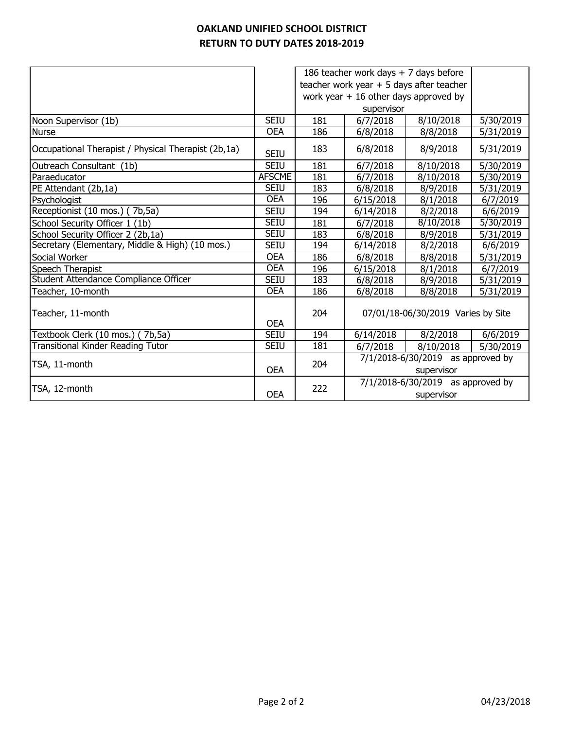**OAKLAND UNIFIED SCHOOL DISTRICT**
**RETURN TO DUTY DATES 2018-2019**

| | | 186 teacher work days + 7 days before teacher work year + 5 days after teacher work year + 16 other days approved by supervisor | | | |
|---|---|---|---|---|---|
| Noon Supervisor (1b) | SEIU | 181 | 6/7/2018 | 8/10/2018 | 5/30/2019 |
| Nurse | OEA | 186 | 6/8/2018 | 8/8/2018 | 5/31/2019 |
| Occupational Therapist / Physical Therapist (2b,1a) | SEIU | 183 | 6/8/2018 | 8/9/2018 | 5/31/2019 |
| Outreach Consultant (1b) | SEIU | 181 | 6/7/2018 | 8/10/2018 | 5/30/2019 |
| Paraeducator | AFSCME | 181 | 6/7/2018 | 8/10/2018 | 5/30/2019 |
| PE Attendant (2b,1a) | SEIU | 183 | 6/8/2018 | 8/9/2018 | 5/31/2019 |
| Psychologist | OEA | 196 | 6/15/2018 | 8/1/2018 | 6/7/2019 |
| Receptionist (10 mos.) ( 7b,5a) | SEIU | 194 | 6/14/2018 | 8/2/2018 | 6/6/2019 |
| School Security Officer 1 (1b) | SEIU | 181 | 6/7/2018 | 8/10/2018 | 5/30/2019 |
| School Security Officer 2 (2b,1a) | SEIU | 183 | 6/8/2018 | 8/9/2018 | 5/31/2019 |
| Secretary (Elementary, Middle & High) (10 mos.) | SEIU | 194 | 6/14/2018 | 8/2/2018 | 6/6/2019 |
| Social Worker | OEA | 186 | 6/8/2018 | 8/8/2018 | 5/31/2019 |
| Speech Therapist | OEA | 196 | 6/15/2018 | 8/1/2018 | 6/7/2019 |
| Student Attendance Compliance Officer | SEIU | 183 | 6/8/2018 | 8/9/2018 | 5/31/2019 |
| Teacher, 10-month | OEA | 186 | 6/8/2018 | 8/8/2018 | 5/31/2019 |
| Teacher, 11-month | OEA | 204 | 07/01/18-06/30/2019 Varies by Site | | |
| Textbook Clerk (10 mos.) ( 7b,5a) | SEIU | 194 | 6/14/2018 | 8/2/2018 | 6/6/2019 |
| Transitional Kinder Reading Tutor | SEIU | 181 | 6/7/2018 | 8/10/2018 | 5/30/2019 |
| TSA, 11-month | OEA | 204 | 7/1/2018-6/30/2019 as approved by supervisor | | |
| TSA, 12-month | OEA | 222 | 7/1/2018-6/30/2019 as approved by supervisor | | |

04/23/2018